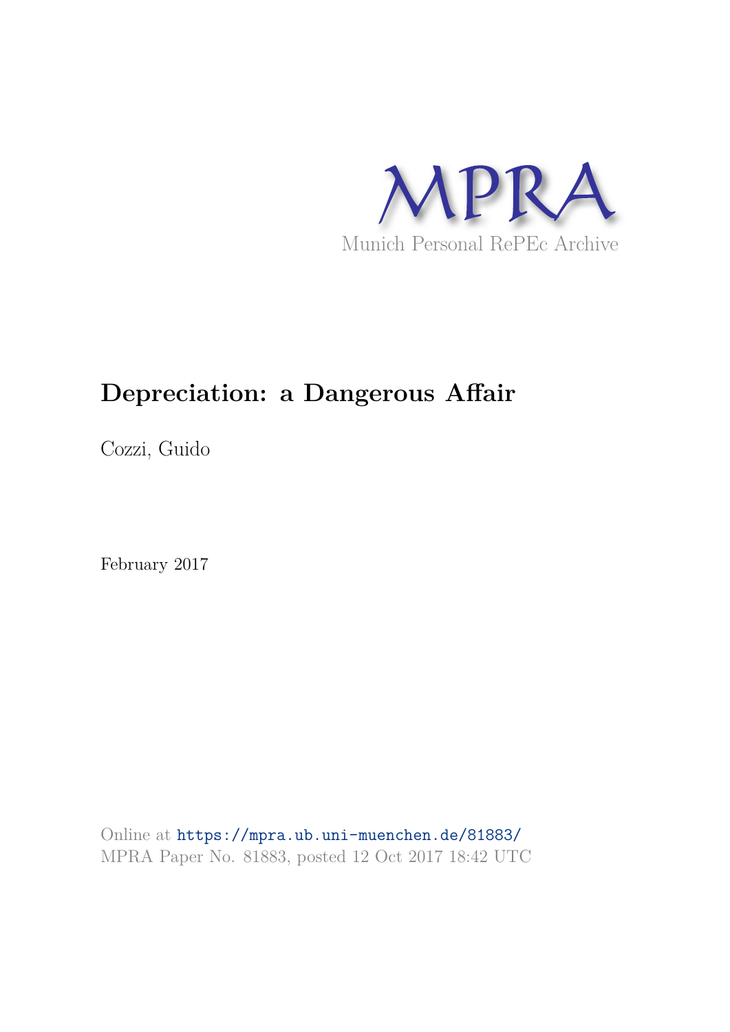MPRA

Munich Personal RePEc Archive

# Depreciation: a Dangerous Affair

Cozzi, Guido

February 2017

Online at https://mpra.ub.uni-muenchen.de/81883/
MPRA Paper No. 81883, posted 12 Oct 2017 18:42 UTC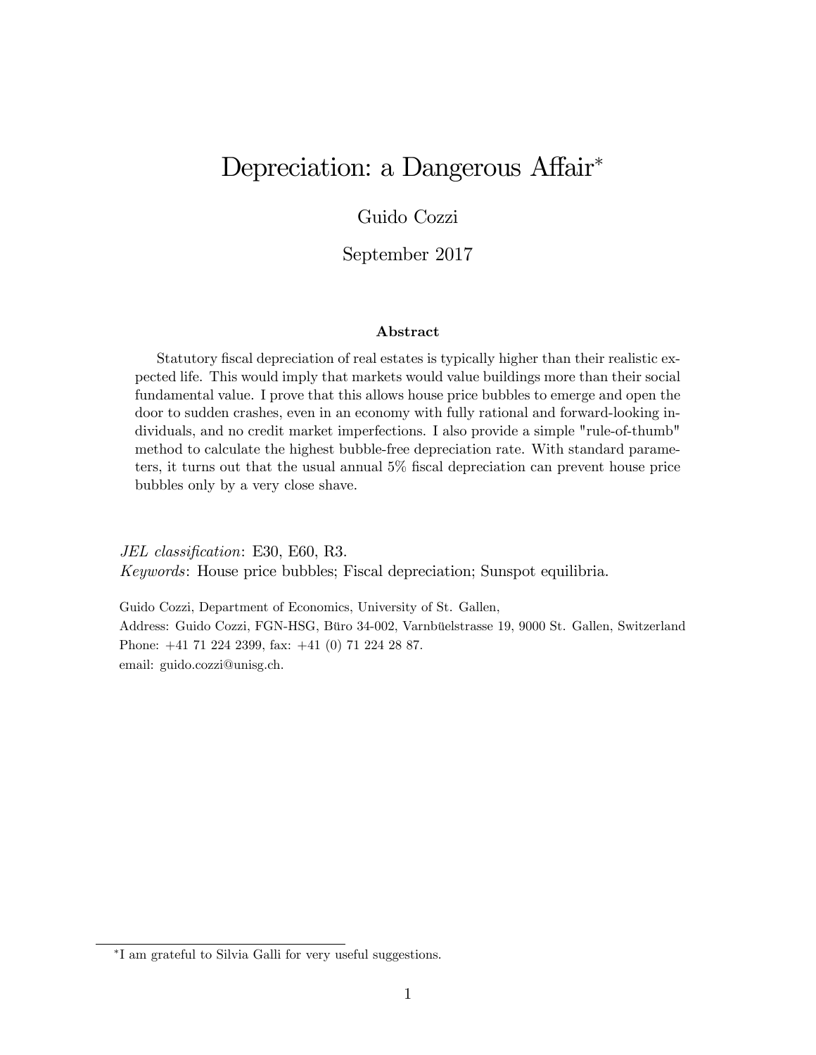# Depreciation: a Dangerous Affair*

Guido Cozzi

September 2017

### Abstract

Statutory fiscal depreciation of real estates is typically higher than their realistic expected life. This would imply that markets would value buildings more than their social fundamental value. I prove that this allows house price bubbles to emerge and open the door to sudden crashes, even in an economy with fully rational and forward-looking individuals, and no credit market imperfections. I also provide a simple "rule-of-thumb" method to calculate the highest bubble-free depreciation rate. With standard parameters, it turns out that the usual annual 5% fiscal depreciation can prevent house price bubbles only by a very close shave.

*JEL classification*: E30, E60, R3.
*Keywords*: House price bubbles; Fiscal depreciation; Sunspot equilibria.

Guido Cozzi, Department of Economics, University of St. Gallen,
Address: Guido Cozzi, FGN-HSG, Büro 34-002, Varnbüelstrasse 19, 9000 St. Gallen, Switzerland
Phone: +41 71 224 2399, fax: +41 (0) 71 224 28 87.
email: guido.cozzi@unisg.ch.

*I am grateful to Silvia Galli for very useful suggestions.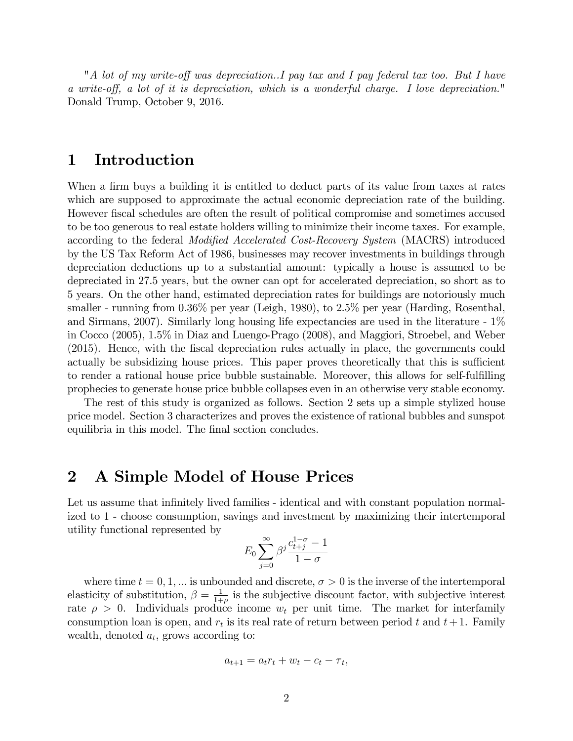"*A lot of my write-off was depreciation..I pay tax and I pay federal tax too. But I have a write-off, a lot of it is depreciation, which is a wonderful charge. I love depreciation.*" Donald Trump, October 9, 2016.

# 1 Introduction

When a firm buys a building it is entitled to deduct parts of its value from taxes at rates which are supposed to approximate the actual economic depreciation rate of the building. However fiscal schedules are often the result of political compromise and sometimes accused to be too generous to real estate holders willing to minimize their income taxes. For example, according to the federal *Modified Accelerated Cost-Recovery System* (MACRS) introduced by the US Tax Reform Act of 1986, businesses may recover investments in buildings through depreciation deductions up to a substantial amount: typically a house is assumed to be depreciated in 27.5 years, but the owner can opt for accelerated depreciation, so short as to 5 years. On the other hand, estimated depreciation rates for buildings are notoriously much smaller - running from 0.36% per year (Leigh, 1980), to 2.5% per year (Harding, Rosenthal, and Sirmans, 2007). Similarly long housing life expectancies are used in the literature - 1% in Cocco (2005), 1.5% in Diaz and Luengo-Prago (2008), and Maggiori, Stroebel, and Weber (2015). Hence, with the fiscal depreciation rules actually in place, the governments could actually be subsidizing house prices. This paper proves theoretically that this is sufficient to render a rational house price bubble sustainable. Moreover, this allows for self-fulfilling prophecies to generate house price bubble collapses even in an otherwise very stable economy.

The rest of this study is organized as follows. Section 2 sets up a simple stylized house price model. Section 3 characterizes and proves the existence of rational bubbles and sunspot equilibria in this model. The final section concludes.

# 2 A Simple Model of House Prices

Let us assume that infinitely lived families - identical and with constant population normalized to 1 - choose consumption, savings and investment by maximizing their intertemporal utility functional represented by

$$E_0 \sum_{j=0}^{\infty} \beta^j \frac{c_{t+j}^{1-\sigma} - 1}{1-\sigma}$$

where time $t = 0, 1, ...$ is unbounded and discrete, $\sigma > 0$ is the inverse of the intertemporal elasticity of substitution, $\beta = \frac{1}{1+\rho}$ is the subjective discount factor, with subjective interest rate $\rho > 0$. Individuals produce income $w_t$ per unit time. The market for interfamily consumption loan is open, and $r_t$ is its real rate of return between period $t$ and $t+1$. Family wealth, denoted $a_t$, grows according to:

$$a_{t+1} = a_t r_t + w_t - c_t - \tau_t,$$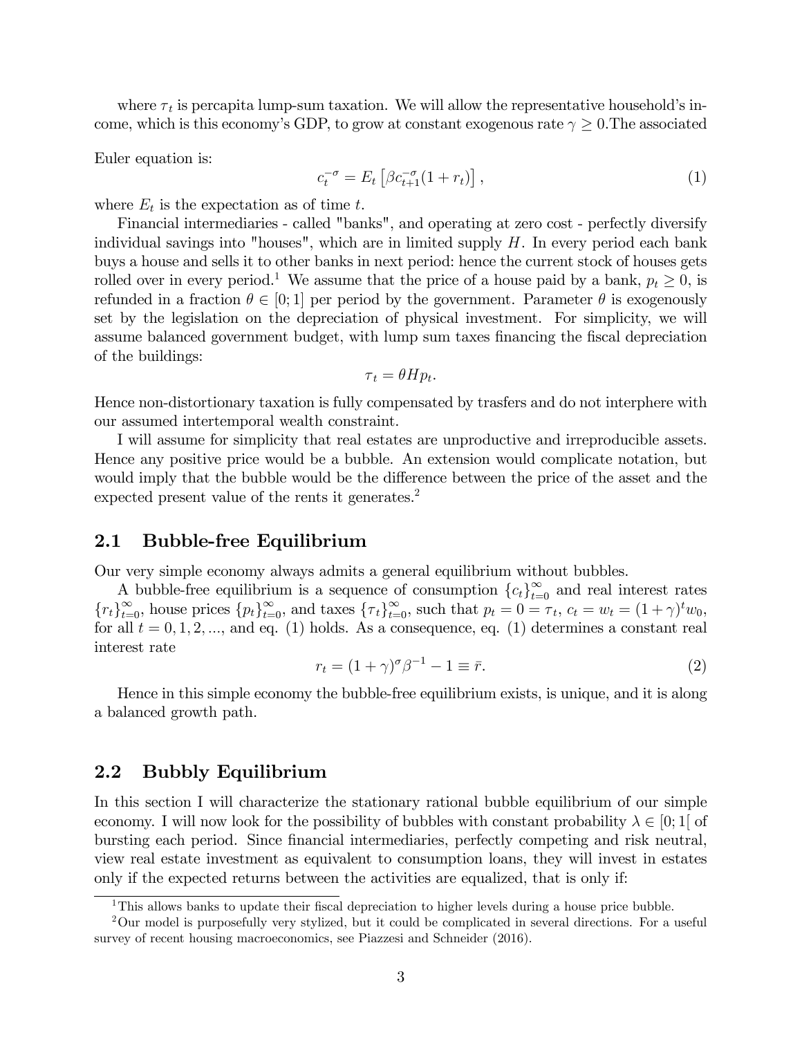where $\tau_t$ is percapita lump-sum taxation. We will allow the representative household's income, which is this economy's GDP, to grow at constant exogenous rate $\gamma \geq 0$.The associated

Euler equation is:

$$c_t^{-\sigma} = E_t \left[ \beta c_{t+1}^{-\sigma} (1 + r_t) \right], \tag{1}$$

where $E_t$ is the expectation as of time $t$.

Financial intermediaries - called "banks", and operating at zero cost - perfectly diversify individual savings into "houses", which are in limited supply $H$. In every period each bank buys a house and sells it to other banks in next period: hence the current stock of houses gets rolled over in every period.[1] We assume that the price of a house paid by a bank, $p_t \geq 0$, is refunded in a fraction $\theta \in [0; 1]$ per period by the government. Parameter $\theta$ is exogenously set by the legislation on the depreciation of physical investment. For simplicity, we will assume balanced government budget, with lump sum taxes financing the fiscal depreciation of the buildings:

$$\tau_t = \theta H p_t.$$

Hence non-distortionary taxation is fully compensated by trasfers and do not interphere with our assumed intertemporal wealth constraint.

I will assume for simplicity that real estates are unproductive and irreproducible assets. Hence any positive price would be a bubble. An extension would complicate notation, but would imply that the bubble would be the difference between the price of the asset and the expected present value of the rents it generates.[2]

## 2.1 Bubble-free Equilibrium

Our very simple economy always admits a general equilibrium without bubbles.

A bubble-free equilibrium is a sequence of consumption $\{c_t\}_{t=0}^{\infty}$ and real interest rates $\{r_t\}_{t=0}^{\infty}$, house prices $\{p_t\}_{t=0}^{\infty}$, and taxes $\{\tau_t\}_{t=0}^{\infty}$, such that $p_t = 0 = \tau_t$, $c_t = w_t = (1 + \gamma)^t w_0$, for all $t = 0, 1, 2, ...$, and eq. (1) holds. As a consequence, eq. (1) determines a constant real interest rate

$$r_t = (1 + \gamma)^{\sigma} \beta^{-1} - 1 \equiv \bar{r}. \tag{2}$$

Hence in this simple economy the bubble-free equilibrium exists, is unique, and it is along a balanced growth path.

## 2.2 Bubbly Equilibrium

In this section I will characterize the stationary rational bubble equilibrium of our simple economy. I will now look for the possibility of bubbles with constant probability $\lambda \in [0; 1[$ of bursting each period. Since financial intermediaries, perfectly competing and risk neutral, view real estate investment as equivalent to consumption loans, they will invest in estates only if the expected returns between the activities are equalized, that is only if:

---

[1] This allows banks to update their fiscal depreciation to higher levels during a house price bubble.

[2] Our model is purposefully very stylized, but it could be complicated in several directions. For a useful survey of recent housing macroeconomics, see Piazzesi and Schneider (2016).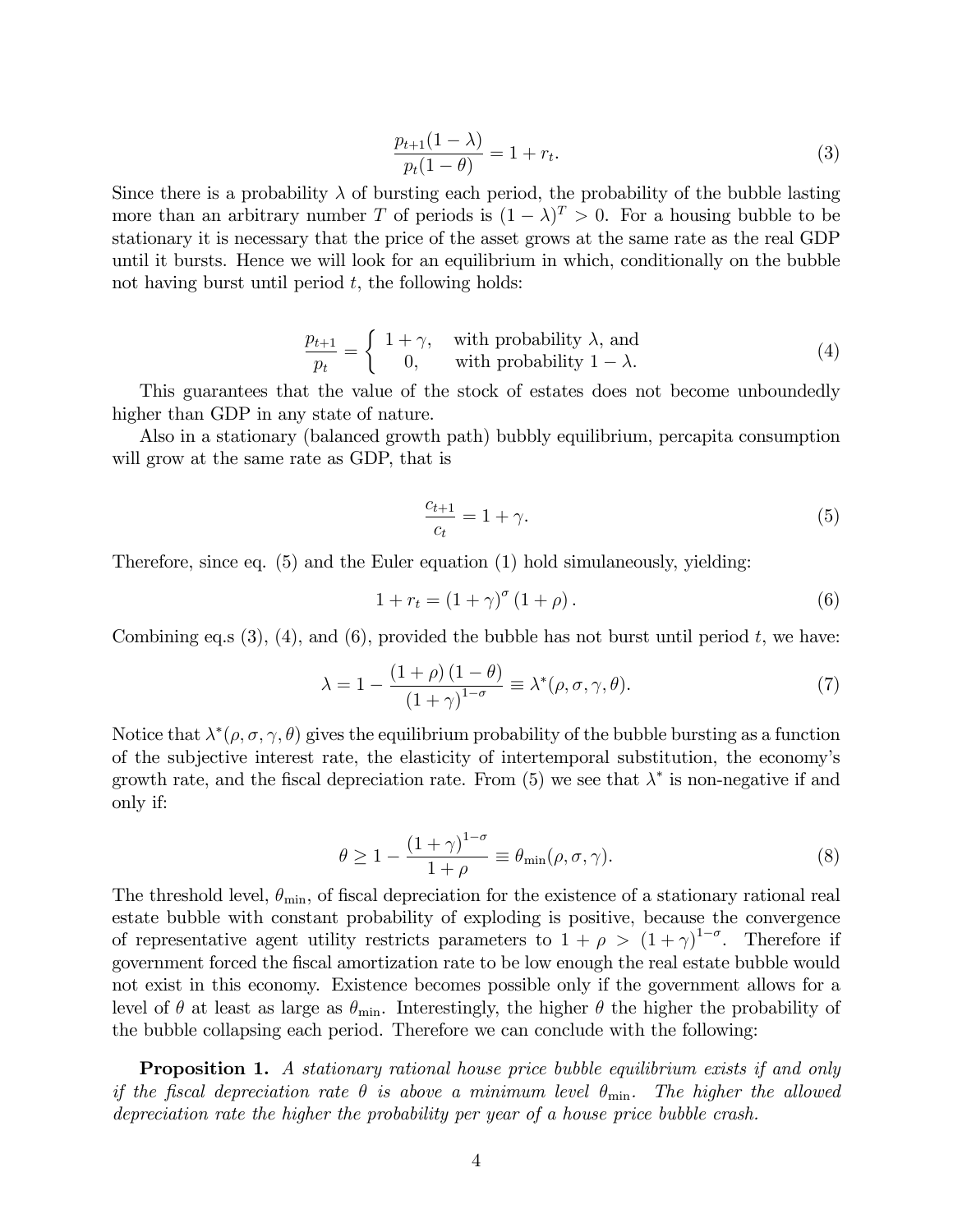$$
\frac{p_{t+1}(1-\lambda)}{p_t(1-\theta)} = 1 + r_t. \tag{3}
$$

Since there is a probability $\lambda$ of bursting each period, the probability of the bubble lasting more than an arbitrary number $T$ of periods is $(1-\lambda)^T > 0$. For a housing bubble to be stationary it is necessary that the price of the asset grows at the same rate as the real GDP until it bursts. Hence we will look for an equilibrium in which, conditionally on the bubble not having burst until period $t$, the following holds:

$$
\frac{p_{t+1}}{p_t} = \begin{cases} 1+\gamma, & \text{with probability } \lambda, \text{ and} \\ 0, & \text{with probability } 1-\lambda. \end{cases} \tag{4}
$$

This guarantees that the value of the stock of estates does not become unboundedly higher than GDP in any state of nature.

Also in a stationary (balanced growth path) bubbly equilibrium, percapita consumption will grow at the same rate as GDP, that is

$$
\frac{c_{t+1}}{c_t} = 1 + \gamma. \tag{5}
$$

Therefore, since eq. (5) and the Euler equation (1) hold simulaneously, yielding:

$$
1 + r_t = (1+\gamma)^{\sigma} (1+\rho). \tag{6}
$$

Combining eq.s (3), (4), and (6), provided the bubble has not burst until period $t$, we have:

$$
\lambda = 1 - \frac{(1+\rho)(1-\theta)}{(1+\gamma)^{1-\sigma}} \equiv \lambda^*(\rho, \sigma, \gamma, \theta). \tag{7}
$$

Notice that $\lambda^*(\rho, \sigma, \gamma, \theta)$ gives the equilibrium probability of the bubble bursting as a function of the subjective interest rate, the elasticity of intertemporal substitution, the economy's growth rate, and the fiscal depreciation rate. From (5) we see that $\lambda^*$ is non-negative if and only if:

$$
\theta \geq 1 - \frac{(1+\gamma)^{1-\sigma}}{1+\rho} \equiv \theta_{\min}(\rho, \sigma, \gamma). \tag{8}
$$

The threshold level, $\theta_{\min}$, of fiscal depreciation for the existence of a stationary rational real estate bubble with constant probability of exploding is positive, because the convergence of representative agent utility restricts parameters to $1 + \rho > (1+\gamma)^{1-\sigma}$. Therefore if government forced the fiscal amortization rate to be low enough the real estate bubble would not exist in this economy. Existence becomes possible only if the government allows for a level of $\theta$ at least as large as $\theta_{\min}$. Interestingly, the higher $\theta$ the higher the probability of the bubble collapsing each period. Therefore we can conclude with the following:

**Proposition 1.** *A stationary rational house price bubble equilibrium exists if and only if the fiscal depreciation rate $\theta$ is above a minimum level $\theta_{\min}$. The higher the allowed depreciation rate the higher the probability per year of a house price bubble crash.*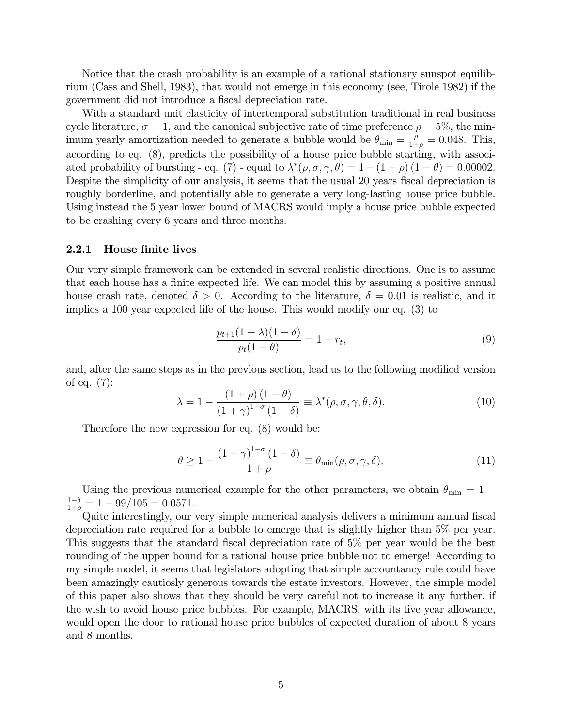Notice that the crash probability is an example of a rational stationary sunspot equilibrium (Cass and Shell, 1983), that would not emerge in this economy (see, Tirole 1982) if the government did not introduce a fiscal depreciation rate.

With a standard unit elasticity of intertemporal substitution traditional in real business cycle literature, $\sigma = 1$, and the canonical subjective rate of time preference $\rho = 5\%$, the minimum yearly amortization needed to generate a bubble would be $\theta_{\min} = \frac{\rho}{1+\rho} = 0.048$. This, according to eq. (8), predicts the possibility of a house price bubble starting, with associated probability of bursting - eq. (7) - equal to $\lambda^*(\rho, \sigma, \gamma, \theta) = 1 - (1+\rho)(1-\theta) = 0.00002$. Despite the simplicity of our analysis, it seems that the usual 20 years fiscal depreciation is roughly borderline, and potentially able to generate a very long-lasting house price bubble. Using instead the 5 year lower bound of MACRS would imply a house price bubble expected to be crashing every 6 years and three months.

### 2.2.1 House finite lives

Our very simple framework can be extended in several realistic directions. One is to assume that each house has a finite expected life. We can model this by assuming a positive annual house crash rate, denoted $\delta > 0$. According to the literature, $\delta = 0.01$ is realistic, and it implies a 100 year expected life of the house. This would modify our eq. (3) to

$$\frac{p_{t+1}(1-\lambda)(1-\delta)}{p_t(1-\theta)} = 1 + r_t, \tag{9}$$

and, after the same steps as in the previous section, lead us to the following modified version of eq. (7):

$$\lambda = 1 - \frac{(1+\rho)(1-\theta)}{(1+\gamma)^{1-\sigma}(1-\delta)} \equiv \lambda^*(\rho, \sigma, \gamma, \theta, \delta). \tag{10}$$

Therefore the new expression for eq. (8) would be:

$$\theta \geq 1 - \frac{(1+\gamma)^{1-\sigma}(1-\delta)}{1+\rho} \equiv \theta_{\min}(\rho, \sigma, \gamma, \delta). \tag{11}$$

Using the previous numerical example for the other parameters, we obtain $\theta_{\min} = 1 - \frac{1-\delta}{1+\rho} = 1 - 99/105 = 0.0571$.

Quite interestingly, our very simple numerical analysis delivers a minimum annual fiscal depreciation rate required for a bubble to emerge that is slightly higher than 5% per year. This suggests that the standard fiscal depreciation rate of 5% per year would be the best rounding of the upper bound for a rational house price bubble not to emerge! According to my simple model, it seems that legislators adopting that simple accountancy rule could have been amazingly cautiosly generous towards the estate investors. However, the simple model of this paper also shows that they should be very careful not to increase it any further, if the wish to avoid house price bubbles. For example, MACRS, with its five year allowance, would open the door to rational house price bubbles of expected duration of about 8 years and 8 months.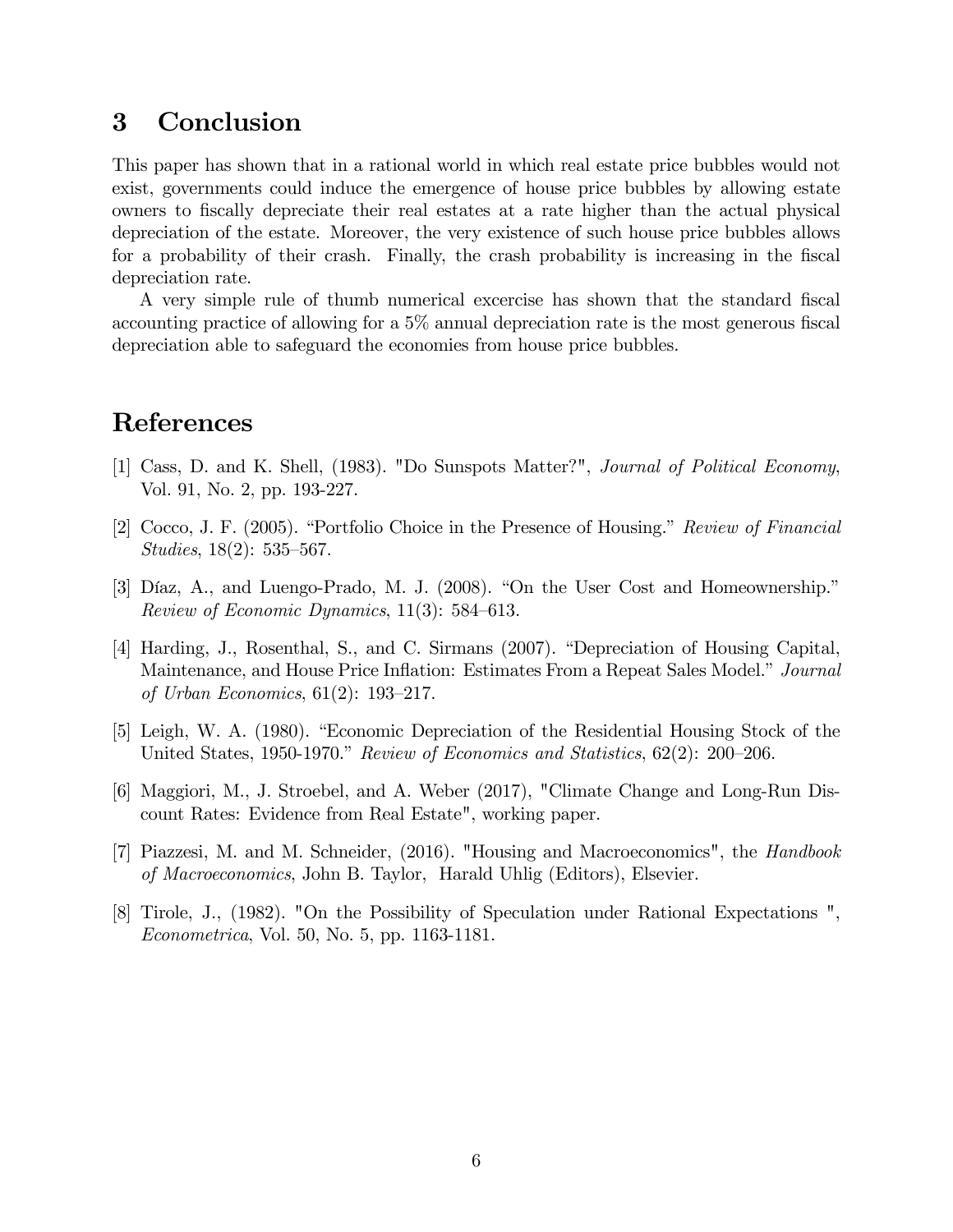## 3 Conclusion

This paper has shown that in a rational world in which real estate price bubbles would not exist, governments could induce the emergence of house price bubbles by allowing estate owners to fiscally depreciate their real estates at a rate higher than the actual physical depreciation of the estate. Moreover, the very existence of such house price bubbles allows for a probability of their crash. Finally, the crash probability is increasing in the fiscal depreciation rate.

A very simple rule of thumb numerical excercise has shown that the standard fiscal accounting practice of allowing for a 5% annual depreciation rate is the most generous fiscal depreciation able to safeguard the economies from house price bubbles.

## References

[1] Cass, D. and K. Shell, (1983). "Do Sunspots Matter?", *Journal of Political Economy*, Vol. 91, No. 2, pp. 193-227.

[2] Cocco, J. F. (2005). "Portfolio Choice in the Presence of Housing." *Review of Financial Studies*, 18(2): 535–567.

[3] Díaz, A., and Luengo-Prado, M. J. (2008). "On the User Cost and Homeownership." *Review of Economic Dynamics*, 11(3): 584–613.

[4] Harding, J., Rosenthal, S., and C. Sirmans (2007). "Depreciation of Housing Capital, Maintenance, and House Price Inflation: Estimates From a Repeat Sales Model." *Journal of Urban Economics*, 61(2): 193–217.

[5] Leigh, W. A. (1980). "Economic Depreciation of the Residential Housing Stock of the United States, 1950-1970." *Review of Economics and Statistics*, 62(2): 200–206.

[6] Maggiori, M., J. Stroebel, and A. Weber (2017), "Climate Change and Long-Run Discount Rates: Evidence from Real Estate", working paper.

[7] Piazzesi, M. and M. Schneider, (2016). "Housing and Macroeconomics", the *Handbook of Macroeconomics*, John B. Taylor, Harald Uhlig (Editors), Elsevier.

[8] Tirole, J., (1982). "On the Possibility of Speculation under Rational Expectations ", *Econometrica*, Vol. 50, No. 5, pp. 1163-1181.